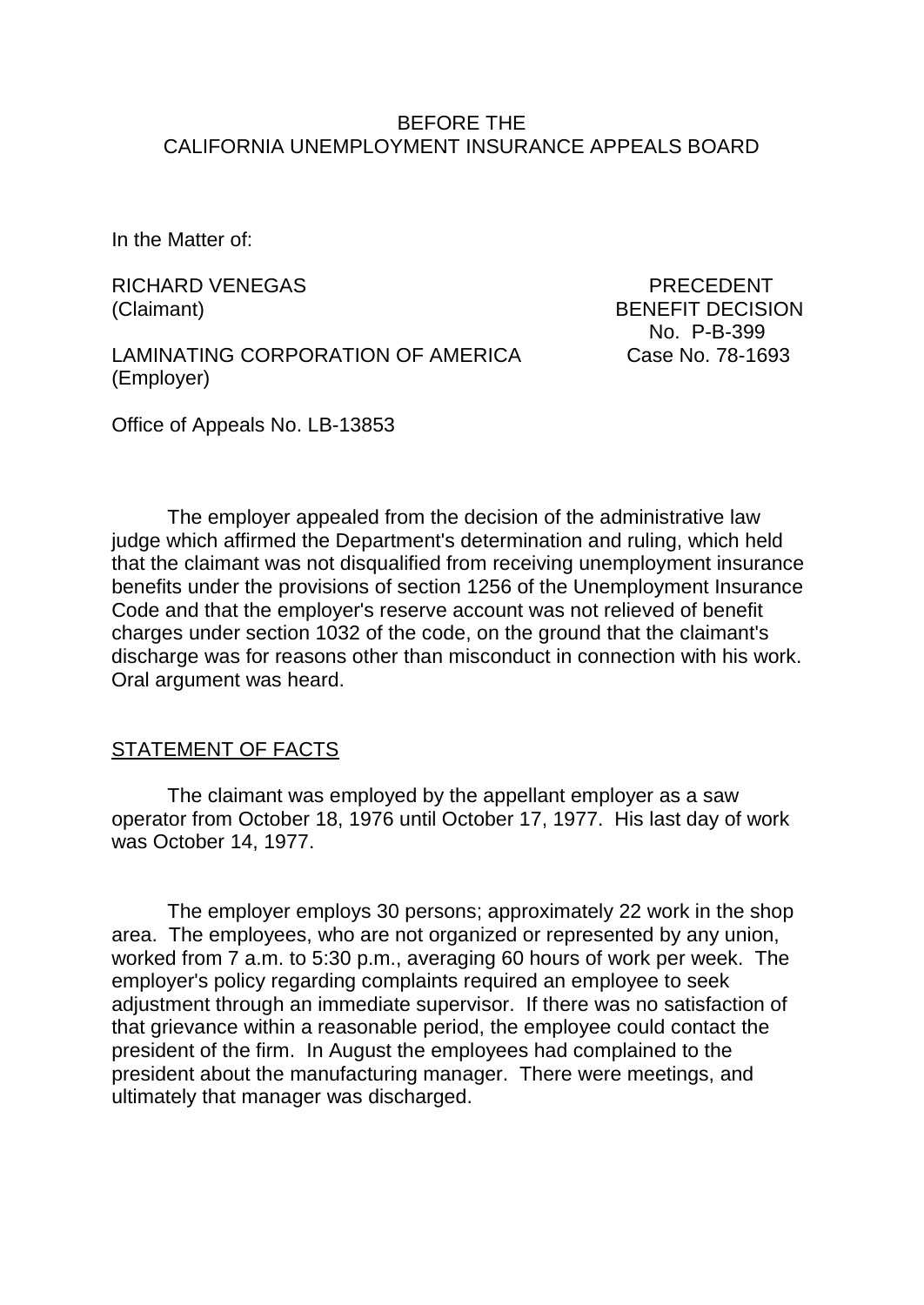BEFORE THE
CALIFORNIA UNEMPLOYMENT INSURANCE APPEALS BOARD

In the Matter of:

RICHARD VENEGAS
(Claimant)

LAMINATING CORPORATION OF AMERICA
(Employer)

PRECEDENT
BENEFIT DECISION
No. P-B-399
Case No. 78-1693

Office of Appeals No. LB-13853

The employer appealed from the decision of the administrative law judge which affirmed the Department's determination and ruling, which held that the claimant was not disqualified from receiving unemployment insurance benefits under the provisions of section 1256 of the Unemployment Insurance Code and that the employer's reserve account was not relieved of benefit charges under section 1032 of the code, on the ground that the claimant's discharge was for reasons other than misconduct in connection with his work. Oral argument was heard.

## STATEMENT OF FACTS

The claimant was employed by the appellant employer as a saw operator from October 18, 1976 until October 17, 1977. His last day of work was October 14, 1977.

The employer employs 30 persons; approximately 22 work in the shop area. The employees, who are not organized or represented by any union, worked from 7 a.m. to 5:30 p.m., averaging 60 hours of work per week. The employer's policy regarding complaints required an employee to seek adjustment through an immediate supervisor. If there was no satisfaction of that grievance within a reasonable period, the employee could contact the president of the firm. In August the employees had complained to the president about the manufacturing manager. There were meetings, and ultimately that manager was discharged.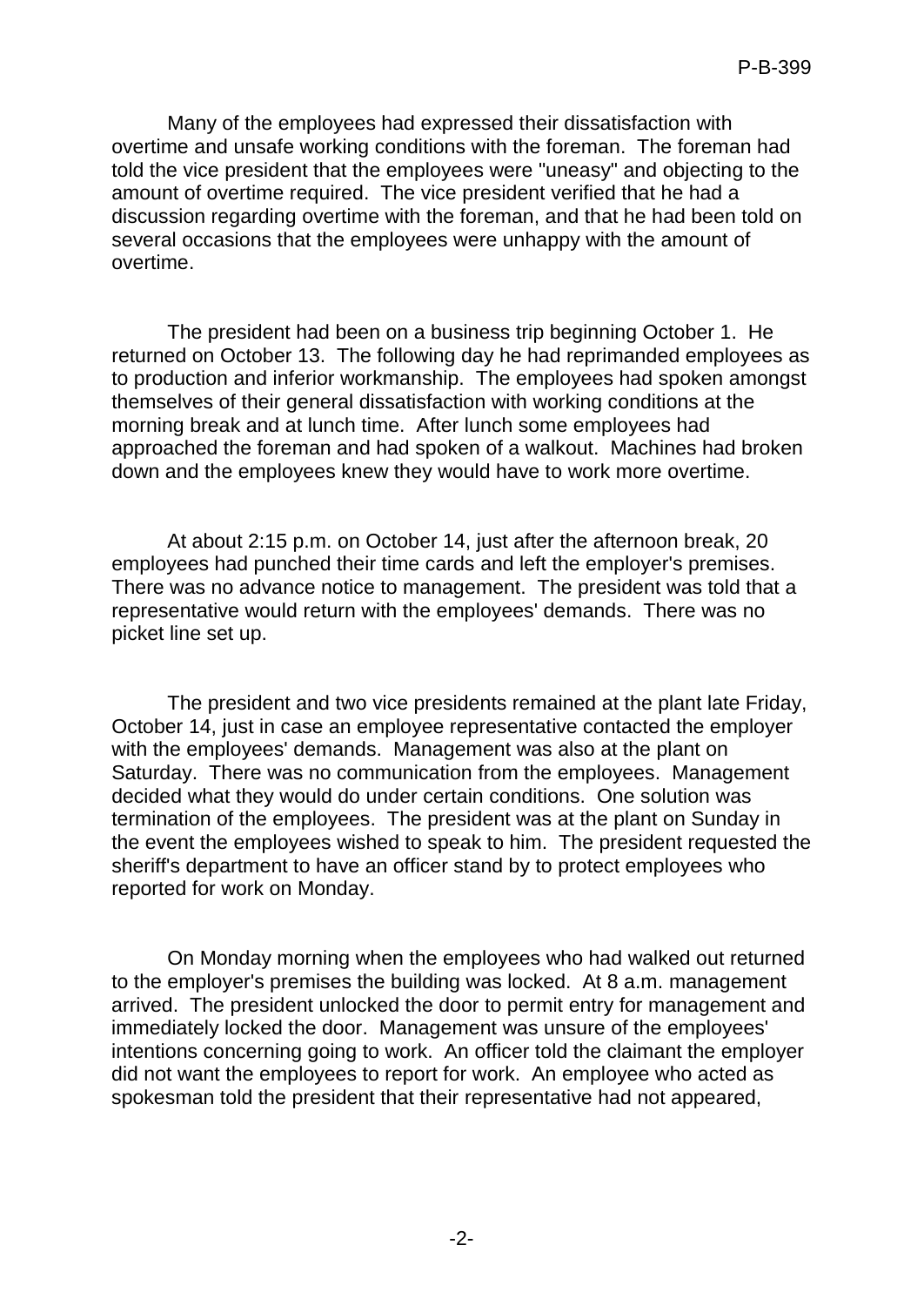Many of the employees had expressed their dissatisfaction with overtime and unsafe working conditions with the foreman. The foreman had told the vice president that the employees were "uneasy" and objecting to the amount of overtime required. The vice president verified that he had a discussion regarding overtime with the foreman, and that he had been told on several occasions that the employees were unhappy with the amount of overtime.

The president had been on a business trip beginning October 1. He returned on October 13. The following day he had reprimanded employees as to production and inferior workmanship. The employees had spoken amongst themselves of their general dissatisfaction with working conditions at the morning break and at lunch time. After lunch some employees had approached the foreman and had spoken of a walkout. Machines had broken down and the employees knew they would have to work more overtime.

At about 2:15 p.m. on October 14, just after the afternoon break, 20 employees had punched their time cards and left the employer's premises. There was no advance notice to management. The president was told that a representative would return with the employees' demands. There was no picket line set up.

The president and two vice presidents remained at the plant late Friday, October 14, just in case an employee representative contacted the employer with the employees' demands. Management was also at the plant on Saturday. There was no communication from the employees. Management decided what they would do under certain conditions. One solution was termination of the employees. The president was at the plant on Sunday in the event the employees wished to speak to him. The president requested the sheriff's department to have an officer stand by to protect employees who reported for work on Monday.

On Monday morning when the employees who had walked out returned to the employer's premises the building was locked. At 8 a.m. management arrived. The president unlocked the door to permit entry for management and immediately locked the door. Management was unsure of the employees' intentions concerning going to work. An officer told the claimant the employer did not want the employees to report for work. An employee who acted as spokesman told the president that their representative had not appeared,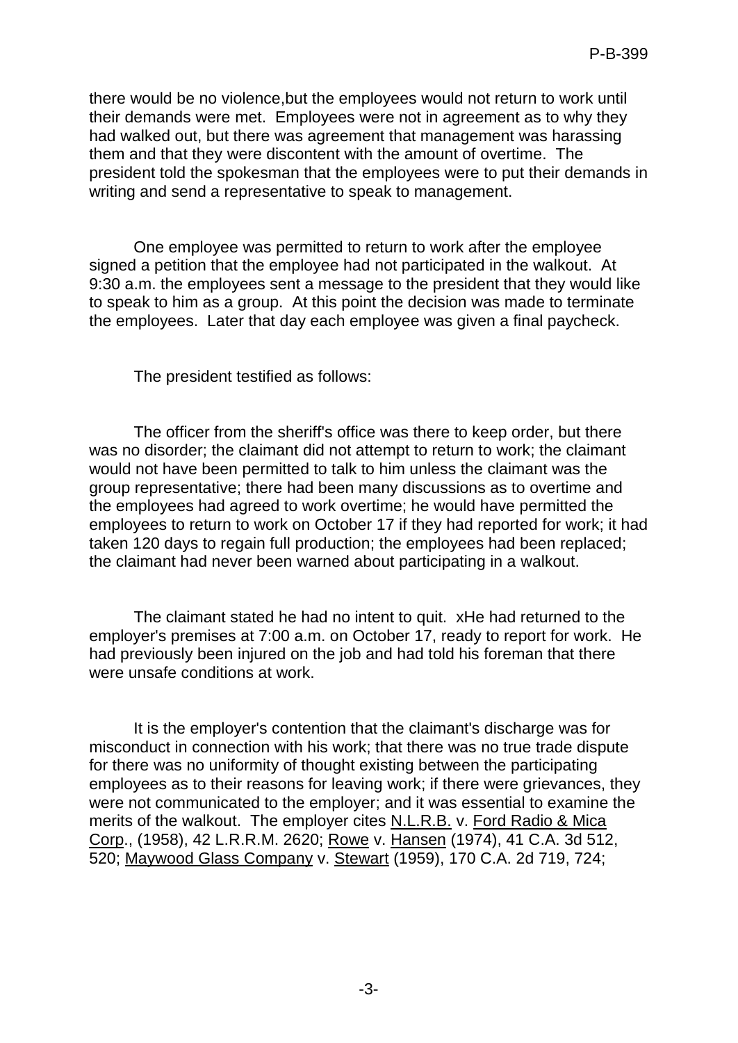there would be no violence,but the employees would not return to work until their demands were met. Employees were not in agreement as to why they had walked out, but there was agreement that management was harassing them and that they were discontent with the amount of overtime. The president told the spokesman that the employees were to put their demands in writing and send a representative to speak to management.

One employee was permitted to return to work after the employee signed a petition that the employee had not participated in the walkout. At 9:30 a.m. the employees sent a message to the president that they would like to speak to him as a group. At this point the decision was made to terminate the employees. Later that day each employee was given a final paycheck.

The president testified as follows:

The officer from the sheriff's office was there to keep order, but there was no disorder; the claimant did not attempt to return to work; the claimant would not have been permitted to talk to him unless the claimant was the group representative; there had been many discussions as to overtime and the employees had agreed to work overtime; he would have permitted the employees to return to work on October 17 if they had reported for work; it had taken 120 days to regain full production; the employees had been replaced; the claimant had never been warned about participating in a walkout.

The claimant stated he had no intent to quit. xHe had returned to the employer's premises at 7:00 a.m. on October 17, ready to report for work. He had previously been injured on the job and had told his foreman that there were unsafe conditions at work.

It is the employer's contention that the claimant's discharge was for misconduct in connection with his work; that there was no true trade dispute for there was no uniformity of thought existing between the participating employees as to their reasons for leaving work; if there were grievances, they were not communicated to the employer; and it was essential to examine the merits of the walkout. The employer cites <u>N.L.R.B.</u> v. <u>Ford Radio & Mica Corp</u>., (1958), 42 L.R.R.M. 2620; <u>Rowe</u> v. <u>Hansen</u> (1974), 41 C.A. 3d 512, 520; <u>Maywood Glass Company</u> v. <u>Stewart</u> (1959), 170 C.A. 2d 719, 724;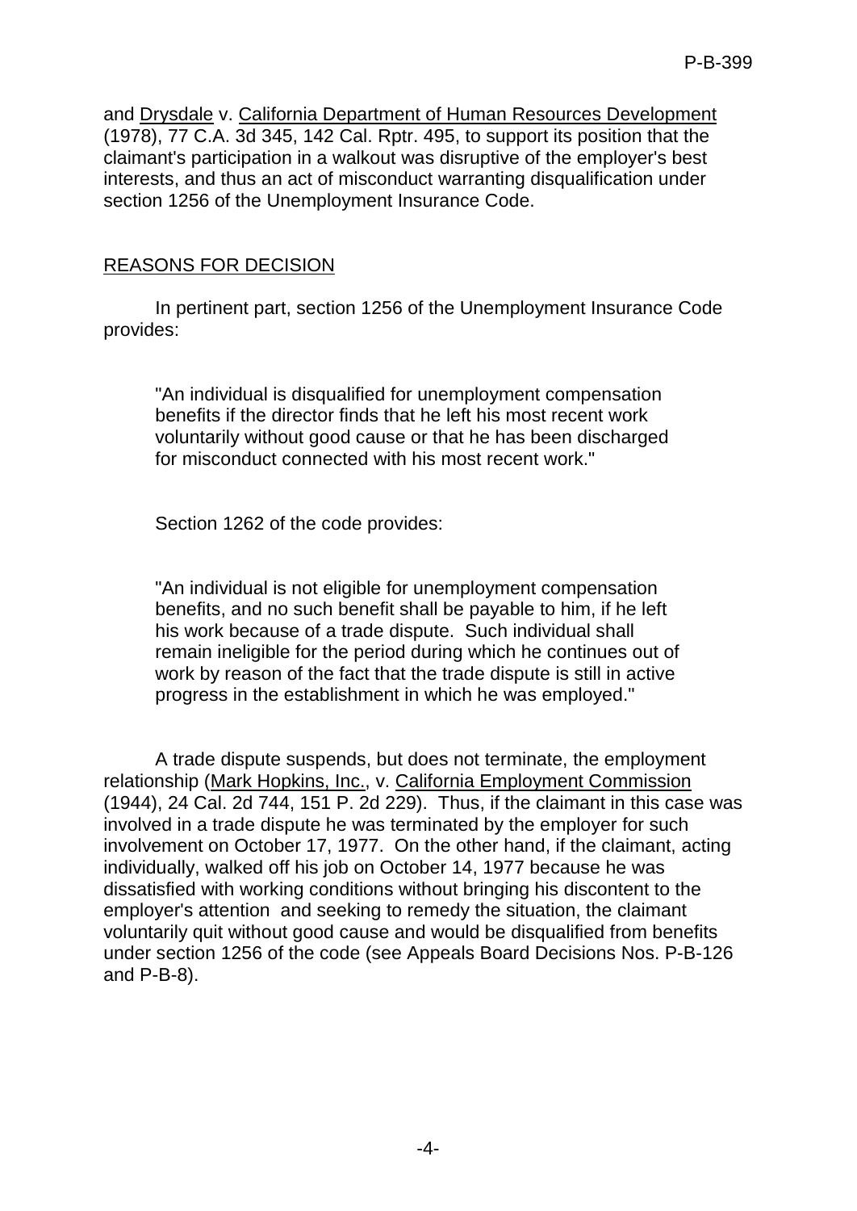and Drysdale v. California Department of Human Resources Development (1978), 77 C.A. 3d 345, 142 Cal. Rptr. 495, to support its position that the claimant's participation in a walkout was disruptive of the employer's best interests, and thus an act of misconduct warranting disqualification under section 1256 of the Unemployment Insurance Code.

## REASONS FOR DECISION

In pertinent part, section 1256 of the Unemployment Insurance Code provides:

> "An individual is disqualified for unemployment compensation benefits if the director finds that he left his most recent work voluntarily without good cause or that he has been discharged for misconduct connected with his most recent work."

Section 1262 of the code provides:

> "An individual is not eligible for unemployment compensation benefits, and no such benefit shall be payable to him, if he left his work because of a trade dispute. Such individual shall remain ineligible for the period during which he continues out of work by reason of the fact that the trade dispute is still in active progress in the establishment in which he was employed."

A trade dispute suspends, but does not terminate, the employment relationship (Mark Hopkins, Inc., v. California Employment Commission (1944), 24 Cal. 2d 744, 151 P. 2d 229). Thus, if the claimant in this case was involved in a trade dispute he was terminated by the employer for such involvement on October 17, 1977. On the other hand, if the claimant, acting individually, walked off his job on October 14, 1977 because he was dissatisfied with working conditions without bringing his discontent to the employer's attention and seeking to remedy the situation, the claimant voluntarily quit without good cause and would be disqualified from benefits under section 1256 of the code (see Appeals Board Decisions Nos. P-B-126 and P-B-8).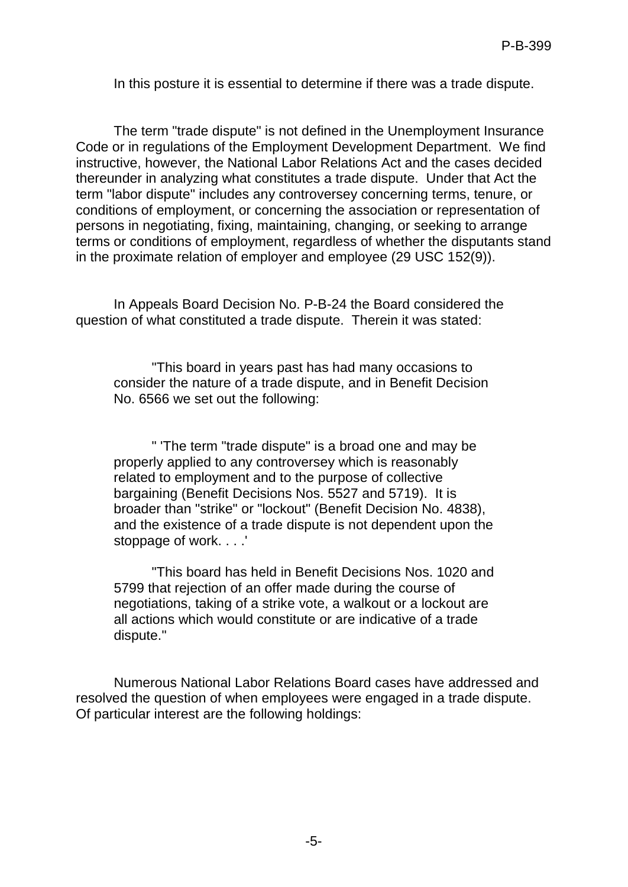In this posture it is essential to determine if there was a trade dispute.

The term "trade dispute" is not defined in the Unemployment Insurance Code or in regulations of the Employment Development Department. We find instructive, however, the National Labor Relations Act and the cases decided thereunder in analyzing what constitutes a trade dispute. Under that Act the term "labor dispute" includes any controversey concerning terms, tenure, or conditions of employment, or concerning the association or representation of persons in negotiating, fixing, maintaining, changing, or seeking to arrange terms or conditions of employment, regardless of whether the disputants stand in the proximate relation of employer and employee (29 USC 152(9)).

In Appeals Board Decision No. P-B-24 the Board considered the question of what constituted a trade dispute. Therein it was stated:

> "This board in years past has had many occasions to consider the nature of a trade dispute, and in Benefit Decision No. 6566 we set out the following:
>
> " 'The term "trade dispute" is a broad one and may be properly applied to any controversey which is reasonably related to employment and to the purpose of collective bargaining (Benefit Decisions Nos. 5527 and 5719). It is broader than "strike" or "lockout" (Benefit Decision No. 4838), and the existence of a trade dispute is not dependent upon the stoppage of work. . . .'
>
> "This board has held in Benefit Decisions Nos. 1020 and 5799 that rejection of an offer made during the course of negotiations, taking of a strike vote, a walkout or a lockout are all actions which would constitute or are indicative of a trade dispute."

Numerous National Labor Relations Board cases have addressed and resolved the question of when employees were engaged in a trade dispute. Of particular interest are the following holdings: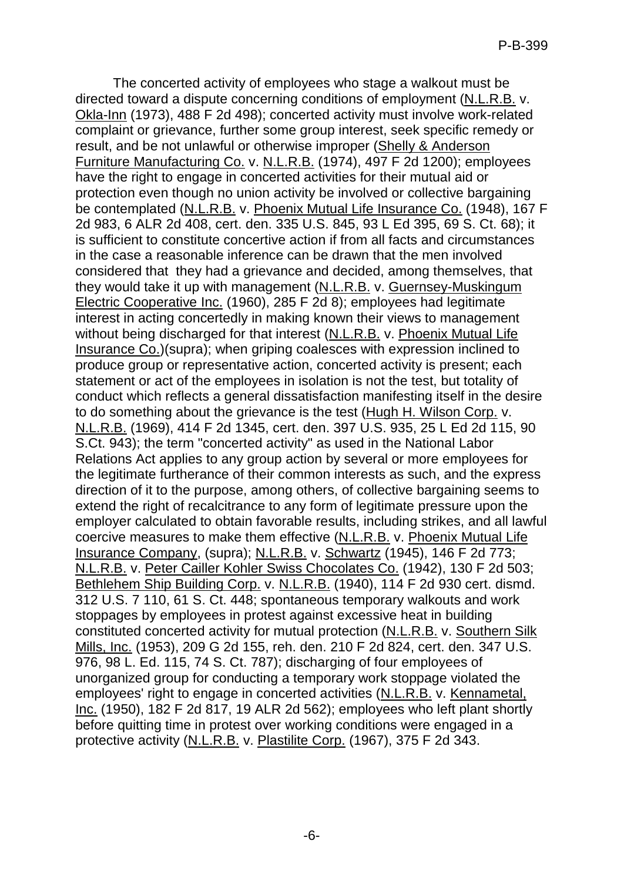The concerted activity of employees who stage a walkout must be directed toward a dispute concerning conditions of employment (N.L.R.B. v. Okla-Inn (1973), 488 F 2d 498); concerted activity must involve work-related complaint or grievance, further some group interest, seek specific remedy or result, and be not unlawful or otherwise improper (Shelly & Anderson Furniture Manufacturing Co. v. N.L.R.B. (1974), 497 F 2d 1200); employees have the right to engage in concerted activities for their mutual aid or protection even though no union activity be involved or collective bargaining be contemplated (N.L.R.B. v. Phoenix Mutual Life Insurance Co. (1948), 167 F 2d 983, 6 ALR 2d 408, cert. den. 335 U.S. 845, 93 L Ed 395, 69 S. Ct. 68); it is sufficient to constitute concertive action if from all facts and circumstances in the case a reasonable inference can be drawn that the men involved considered that they had a grievance and decided, among themselves, that they would take it up with management (N.L.R.B. v. Guernsey-Muskingum Electric Cooperative Inc. (1960), 285 F 2d 8); employees had legitimate interest in acting concertedly in making known their views to management without being discharged for that interest (N.L.R.B. v. Phoenix Mutual Life Insurance Co.)(supra); when griping coalesces with expression inclined to produce group or representative action, concerted activity is present; each statement or act of the employees in isolation is not the test, but totality of conduct which reflects a general dissatisfaction manifesting itself in the desire to do something about the grievance is the test (Hugh H. Wilson Corp. v. N.L.R.B. (1969), 414 F 2d 1345, cert. den. 397 U.S. 935, 25 L Ed 2d 115, 90 S.Ct. 943); the term "concerted activity" as used in the National Labor Relations Act applies to any group action by several or more employees for the legitimate furtherance of their common interests as such, and the express direction of it to the purpose, among others, of collective bargaining seems to extend the right of recalcitrance to any form of legitimate pressure upon the employer calculated to obtain favorable results, including strikes, and all lawful coercive measures to make them effective (N.L.R.B. v. Phoenix Mutual Life Insurance Company, (supra); N.L.R.B. v. Schwartz (1945), 146 F 2d 773; N.L.R.B. v. Peter Cailler Kohler Swiss Chocolates Co. (1942), 130 F 2d 503; Bethlehem Ship Building Corp. v. N.L.R.B. (1940), 114 F 2d 930 cert. dismd. 312 U.S. 7 110, 61 S. Ct. 448; spontaneous temporary walkouts and work stoppages by employees in protest against excessive heat in building constituted concerted activity for mutual protection (N.L.R.B. v. Southern Silk Mills, Inc. (1953), 209 G 2d 155, reh. den. 210 F 2d 824, cert. den. 347 U.S. 976, 98 L. Ed. 115, 74 S. Ct. 787); discharging of four employees of unorganized group for conducting a temporary work stoppage violated the employees' right to engage in concerted activities (N.L.R.B. v. Kennametal, Inc. (1950), 182 F 2d 817, 19 ALR 2d 562); employees who left plant shortly before quitting time in protest over working conditions were engaged in a protective activity (N.L.R.B. v. Plastilite Corp. (1967), 375 F 2d 343.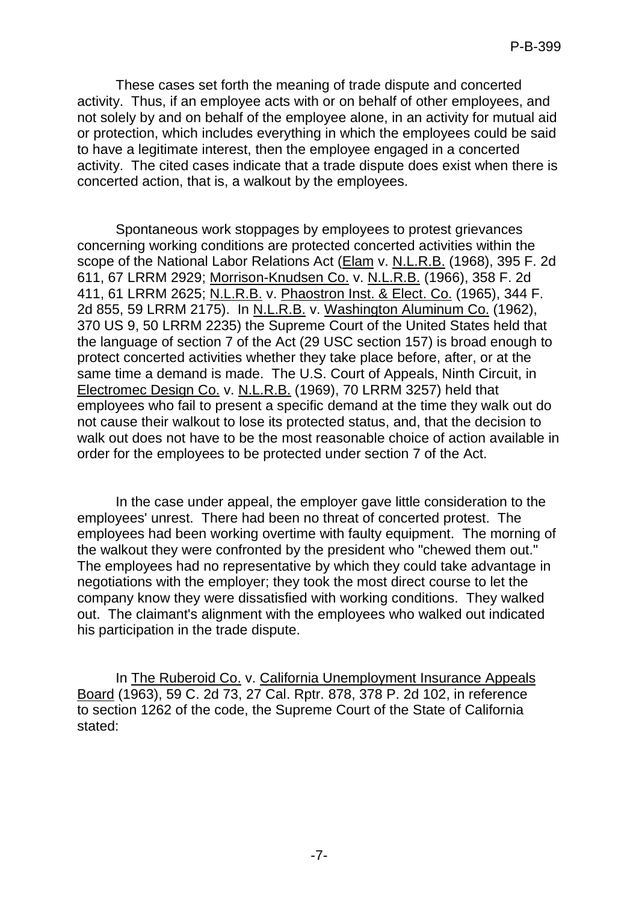These cases set forth the meaning of trade dispute and concerted activity. Thus, if an employee acts with or on behalf of other employees, and not solely by and on behalf of the employee alone, in an activity for mutual aid or protection, which includes everything in which the employees could be said to have a legitimate interest, then the employee engaged in a concerted activity. The cited cases indicate that a trade dispute does exist when there is concerted action, that is, a walkout by the employees.

Spontaneous work stoppages by employees to protest grievances concerning working conditions are protected concerted activities within the scope of the National Labor Relations Act (Elam v. N.L.R.B. (1968), 395 F. 2d 611, 67 LRRM 2929; Morrison-Knudsen Co. v. N.L.R.B. (1966), 358 F. 2d 411, 61 LRRM 2625; N.L.R.B. v. Phaostron Inst. & Elect. Co. (1965), 344 F. 2d 855, 59 LRRM 2175). In N.L.R.B. v. Washington Aluminum Co. (1962), 370 US 9, 50 LRRM 2235) the Supreme Court of the United States held that the language of section 7 of the Act (29 USC section 157) is broad enough to protect concerted activities whether they take place before, after, or at the same time a demand is made. The U.S. Court of Appeals, Ninth Circuit, in Electromec Design Co. v. N.L.R.B. (1969), 70 LRRM 3257) held that employees who fail to present a specific demand at the time they walk out do not cause their walkout to lose its protected status, and, that the decision to walk out does not have to be the most reasonable choice of action available in order for the employees to be protected under section 7 of the Act.

In the case under appeal, the employer gave little consideration to the employees' unrest. There had been no threat of concerted protest. The employees had been working overtime with faulty equipment. The morning of the walkout they were confronted by the president who "chewed them out." The employees had no representative by which they could take advantage in negotiations with the employer; they took the most direct course to let the company know they were dissatisfied with working conditions. They walked out. The claimant's alignment with the employees who walked out indicated his participation in the trade dispute.

In The Ruberoid Co. v. California Unemployment Insurance Appeals Board (1963), 59 C. 2d 73, 27 Cal. Rptr. 878, 378 P. 2d 102, in reference to section 1262 of the code, the Supreme Court of the State of California stated: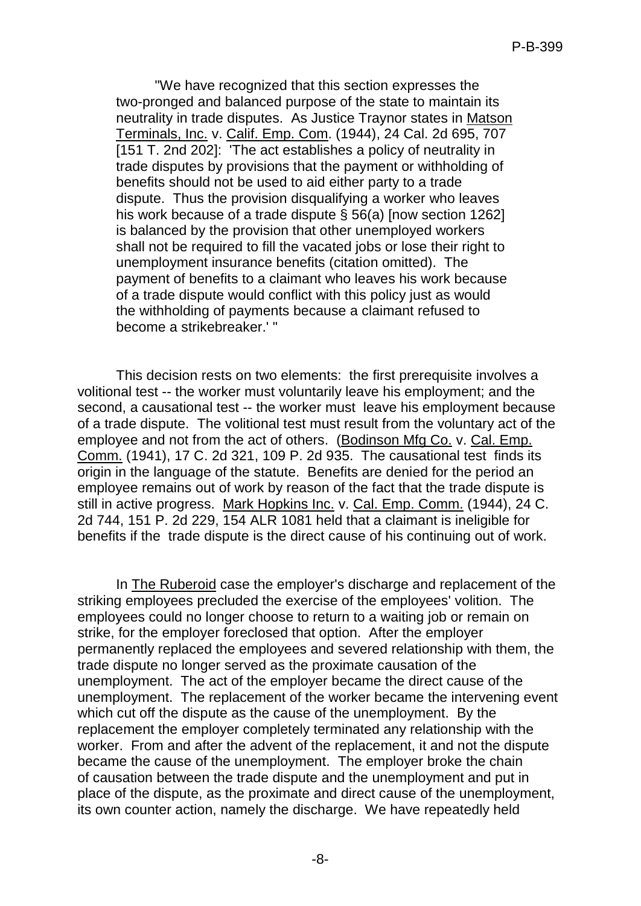"We have recognized that this section expresses the two-pronged and balanced purpose of the state to maintain its neutrality in trade disputes. As Justice Traynor states in Matson Terminals, Inc. v. Calif. Emp. Com. (1944), 24 Cal. 2d 695, 707 [151 T. 2nd 202]: 'The act establishes a policy of neutrality in trade disputes by provisions that the payment or withholding of benefits should not be used to aid either party to a trade dispute. Thus the provision disqualifying a worker who leaves his work because of a trade dispute § 56(a) [now section 1262] is balanced by the provision that other unemployed workers shall not be required to fill the vacated jobs or lose their right to unemployment insurance benefits (citation omitted). The payment of benefits to a claimant who leaves his work because of a trade dispute would conflict with this policy just as would the withholding of payments because a claimant refused to become a strikebreaker.' "

This decision rests on two elements: the first prerequisite involves a volitional test -- the worker must voluntarily leave his employment; and the second, a causational test -- the worker must leave his employment because of a trade dispute. The volitional test must result from the voluntary act of the employee and not from the act of others. (Bodinson Mfg Co. v. Cal. Emp. Comm. (1941), 17 C. 2d 321, 109 P. 2d 935. The causational test finds its origin in the language of the statute. Benefits are denied for the period an employee remains out of work by reason of the fact that the trade dispute is still in active progress. Mark Hopkins Inc. v. Cal. Emp. Comm. (1944), 24 C. 2d 744, 151 P. 2d 229, 154 ALR 1081 held that a claimant is ineligible for benefits if the trade dispute is the direct cause of his continuing out of work.

In The Ruberoid case the employer's discharge and replacement of the striking employees precluded the exercise of the employees' volition. The employees could no longer choose to return to a waiting job or remain on strike, for the employer foreclosed that option. After the employer permanently replaced the employees and severed relationship with them, the trade dispute no longer served as the proximate causation of the unemployment. The act of the employer became the direct cause of the unemployment. The replacement of the worker became the intervening event which cut off the dispute as the cause of the unemployment. By the replacement the employer completely terminated any relationship with the worker. From and after the advent of the replacement, it and not the dispute became the cause of the unemployment. The employer broke the chain of causation between the trade dispute and the unemployment and put in place of the dispute, as the proximate and direct cause of the unemployment, its own counter action, namely the discharge. We have repeatedly held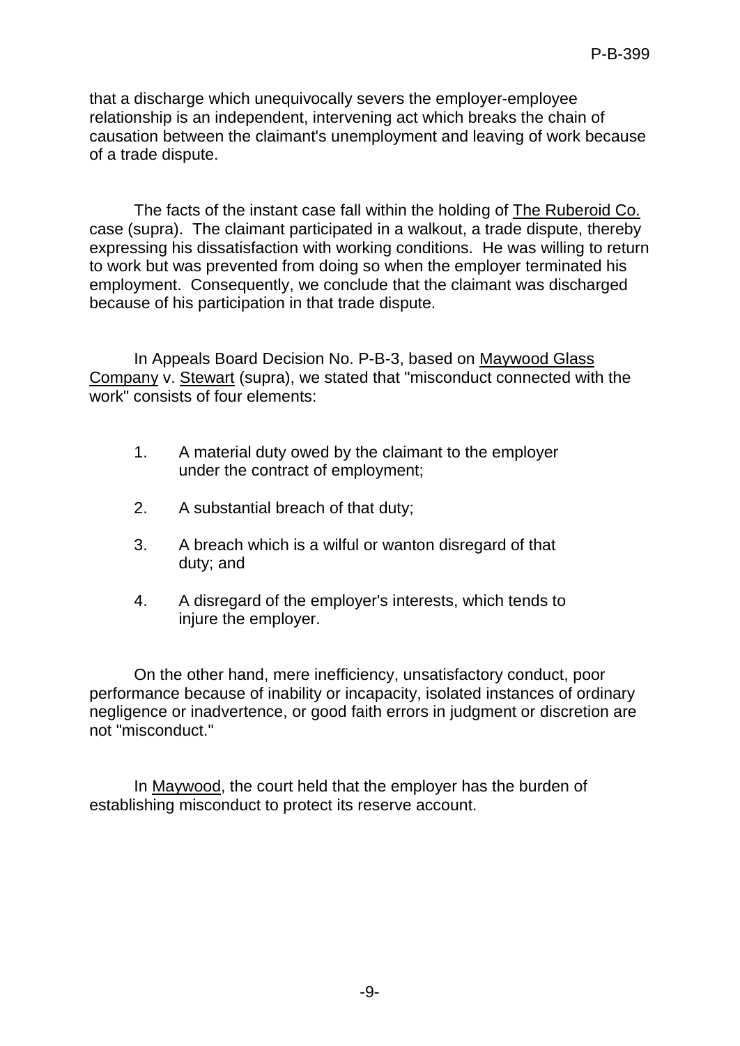that a discharge which unequivocally severs the employer-employee relationship is an independent, intervening act which breaks the chain of causation between the claimant's unemployment and leaving of work because of a trade dispute.

The facts of the instant case fall within the holding of The Ruberoid Co. case (supra). The claimant participated in a walkout, a trade dispute, thereby expressing his dissatisfaction with working conditions. He was willing to return to work but was prevented from doing so when the employer terminated his employment. Consequently, we conclude that the claimant was discharged because of his participation in that trade dispute.

In Appeals Board Decision No. P-B-3, based on Maywood Glass Company v. Stewart (supra), we stated that "misconduct connected with the work" consists of four elements:

1. A material duty owed by the claimant to the employer under the contract of employment;
2. A substantial breach of that duty;
3. A breach which is a wilful or wanton disregard of that duty; and
4. A disregard of the employer's interests, which tends to injure the employer.

On the other hand, mere inefficiency, unsatisfactory conduct, poor performance because of inability or incapacity, isolated instances of ordinary negligence or inadvertence, or good faith errors in judgment or discretion are not "misconduct."

In Maywood, the court held that the employer has the burden of establishing misconduct to protect its reserve account.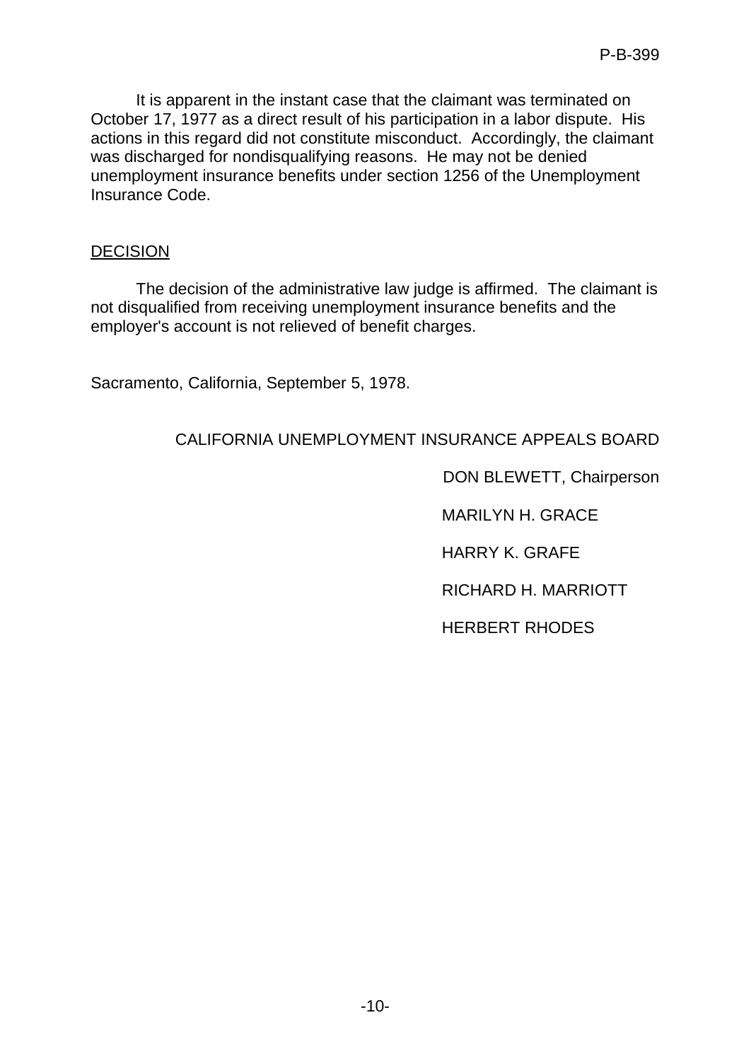It is apparent in the instant case that the claimant was terminated on October 17, 1977 as a direct result of his participation in a labor dispute. His actions in this regard did not constitute misconduct. Accordingly, the claimant was discharged for nondisqualifying reasons. He may not be denied unemployment insurance benefits under section 1256 of the Unemployment Insurance Code.

## DECISION

The decision of the administrative law judge is affirmed. The claimant is not disqualified from receiving unemployment insurance benefits and the employer's account is not relieved of benefit charges.

Sacramento, California, September 5, 1978.

CALIFORNIA UNEMPLOYMENT INSURANCE APPEALS BOARD

DON BLEWETT, Chairperson

MARILYN H. GRACE

HARRY K. GRAFE

RICHARD H. MARRIOTT

HERBERT RHODES